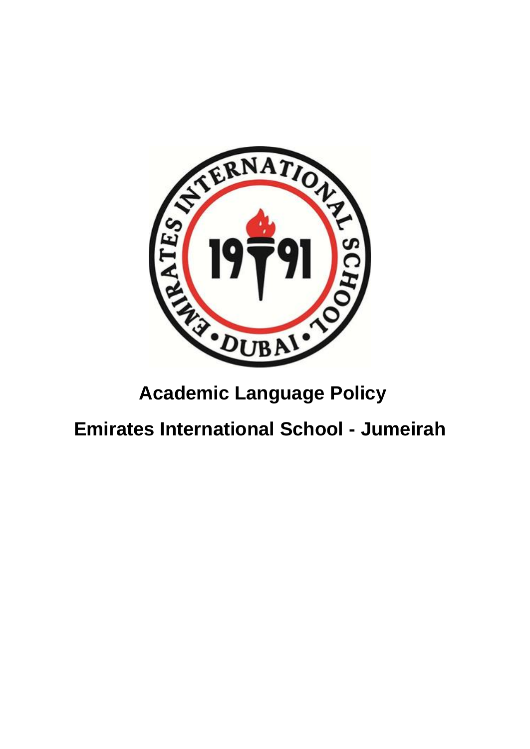# Academic Language Policy

# Emirates International School - Jumeirah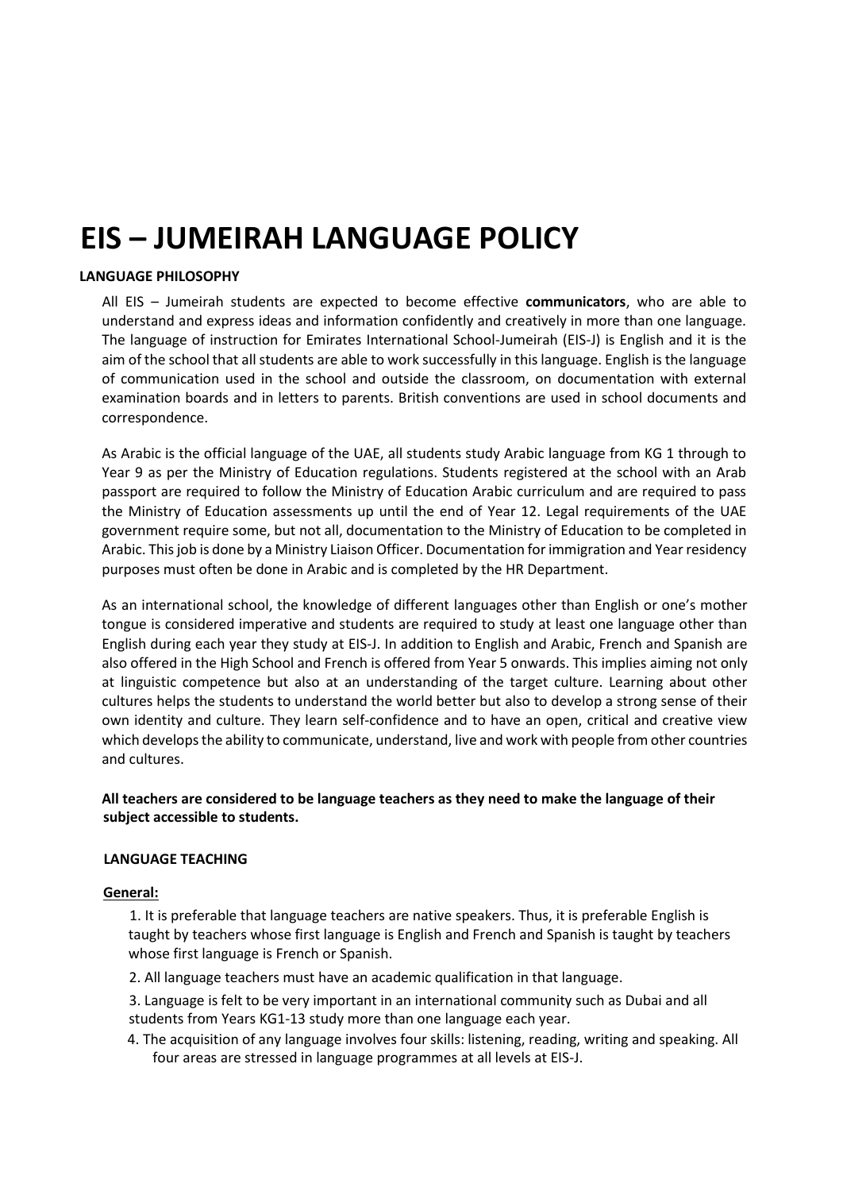# EIS – JUMEIRAH LANGUAGE POLICY

## LANGUAGE PHILOSOPHY

All EIS – Jumeirah students are expected to become effective **communicators**, who are able to understand and express ideas and information confidently and creatively in more than one language. The language of instruction for Emirates International School-Jumeirah (EIS-J) is English and it is the aim of the school that all students are able to work successfully in this language. English is the language of communication used in the school and outside the classroom, on documentation with external examination boards and in letters to parents. British conventions are used in school documents and correspondence.

As Arabic is the official language of the UAE, all students study Arabic language from KG 1 through to Year 9 as per the Ministry of Education regulations. Students registered at the school with an Arab passport are required to follow the Ministry of Education Arabic curriculum and are required to pass the Ministry of Education assessments up until the end of Year 12. Legal requirements of the UAE government require some, but not all, documentation to the Ministry of Education to be completed in Arabic. This job is done by a Ministry Liaison Officer. Documentation for immigration and Year residency purposes must often be done in Arabic and is completed by the HR Department.

As an international school, the knowledge of different languages other than English or one's mother tongue is considered imperative and students are required to study at least one language other than English during each year they study at EIS-J. In addition to English and Arabic, French and Spanish are also offered in the High School and French is offered from Year 5 onwards. This implies aiming not only at linguistic competence but also at an understanding of the target culture. Learning about other cultures helps the students to understand the world better but also to develop a strong sense of their own identity and culture. They learn self-confidence and to have an open, critical and creative view which develops the ability to communicate, understand, live and work with people from other countries and cultures.

**All teachers are considered to be language teachers as they need to make the language of their subject accessible to students.**

## LANGUAGE TEACHING

### General:

1. It is preferable that language teachers are native speakers. Thus, it is preferable English is taught by teachers whose first language is English and French and Spanish is taught by teachers whose first language is French or Spanish.
2. All language teachers must have an academic qualification in that language.
3. Language is felt to be very important in an international community such as Dubai and all students from Years KG1-13 study more than one language each year.
4. The acquisition of any language involves four skills: listening, reading, writing and speaking. All four areas are stressed in language programmes at all levels at EIS-J.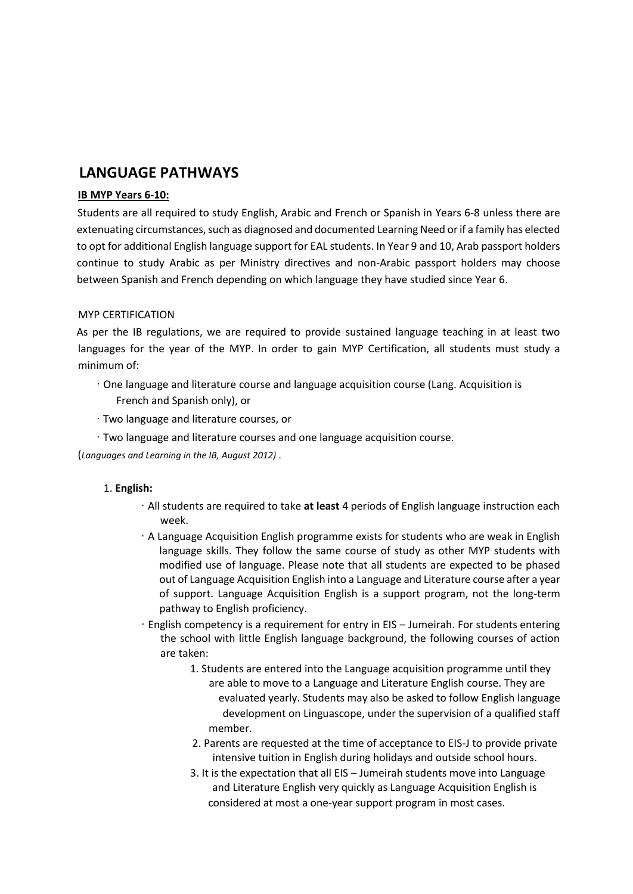## LANGUAGE PATHWAYS

**IB MYP Years 6-10:**

Students are all required to study English, Arabic and French or Spanish in Years 6-8 unless there are extenuating circumstances, such as diagnosed and documented Learning Need or if a family has elected to opt for additional English language support for EAL students. In Year 9 and 10, Arab passport holders continue to study Arabic as per Ministry directives and non-Arabic passport holders may choose between Spanish and French depending on which language they have studied since Year 6.

MYP CERTIFICATION

As per the IB regulations, we are required to provide sustained language teaching in at least two languages for the year of the MYP. In order to gain MYP Certification, all students must study a minimum of:

- One language and literature course and language acquisition course (Lang. Acquisition is French and Spanish only), or
- Two language and literature courses, or
- Two language and literature courses and one language acquisition course.

(*Languages and Learning in the IB, August 2012)* .

1. **English:**
   - All students are required to take **at least** 4 periods of English language instruction each week.
   - A Language Acquisition English programme exists for students who are weak in English language skills. They follow the same course of study as other MYP students with modified use of language. Please note that all students are expected to be phased out of Language Acquisition English into a Language and Literature course after a year of support. Language Acquisition English is a support program, not the long-term pathway to English proficiency.
   - English competency is a requirement for entry in EIS – Jumeirah. For students entering the school with little English language background, the following courses of action are taken:
     1. Students are entered into the Language acquisition programme until they are able to move to a Language and Literature English course. They are evaluated yearly. Students may also be asked to follow English language development on Linguascope, under the supervision of a qualified staff member.
     2. Parents are requested at the time of acceptance to EIS-J to provide private intensive tuition in English during holidays and outside school hours.
     3. It is the expectation that all EIS – Jumeirah students move into Language and Literature English very quickly as Language Acquisition English is considered at most a one-year support program in most cases.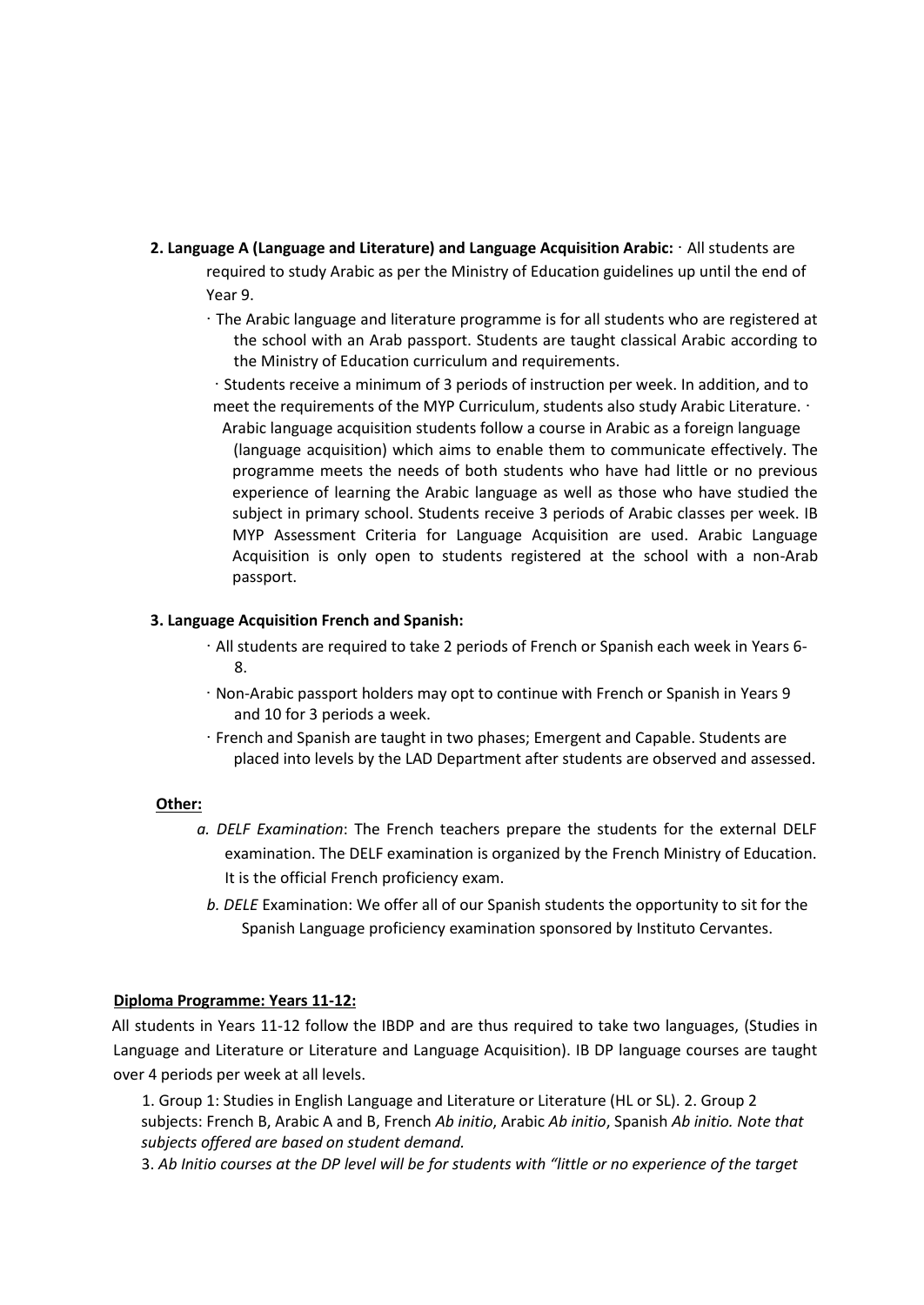**2. Language A (Language and Literature) and Language Acquisition Arabic:** · All students are required to study Arabic as per the Ministry of Education guidelines up until the end of Year 9.

- The Arabic language and literature programme is for all students who are registered at the school with an Arab passport. Students are taught classical Arabic according to the Ministry of Education curriculum and requirements.
- Students receive a minimum of 3 periods of instruction per week. In addition, and to meet the requirements of the MYP Curriculum, students also study Arabic Literature.
- Arabic language acquisition students follow a course in Arabic as a foreign language (language acquisition) which aims to enable them to communicate effectively. The programme meets the needs of both students who have had little or no previous experience of learning the Arabic language as well as those who have studied the subject in primary school. Students receive 3 periods of Arabic classes per week. IB MYP Assessment Criteria for Language Acquisition are used. Arabic Language Acquisition is only open to students registered at the school with a non-Arab passport.

**3. Language Acquisition French and Spanish:**

- All students are required to take 2 periods of French or Spanish each week in Years 6-8.
- Non-Arabic passport holders may opt to continue with French or Spanish in Years 9 and 10 for 3 periods a week.
- French and Spanish are taught in two phases; Emergent and Capable. Students are placed into levels by the LAD Department after students are observed and assessed.

**Other:**

*a. DELF Examination*: The French teachers prepare the students for the external DELF examination. The DELF examination is organized by the French Ministry of Education. It is the official French proficiency exam.

*b. DELE* Examination: We offer all of our Spanish students the opportunity to sit for the Spanish Language proficiency examination sponsored by Instituto Cervantes.

**Diploma Programme: Years 11-12:**

All students in Years 11-12 follow the IBDP and are thus required to take two languages, (Studies in Language and Literature or Literature and Language Acquisition). IB DP language courses are taught over 4 periods per week at all levels.

1. Group 1: Studies in English Language and Literature or Literature (HL or SL).
2. Group 2 subjects: French B, Arabic A and B, French *Ab initio*, Arabic *Ab initio*, Spanish *Ab initio. Note that subjects offered are based on student demand.*
3. *Ab Initio courses at the DP level will be for students with "little or no experience of the target*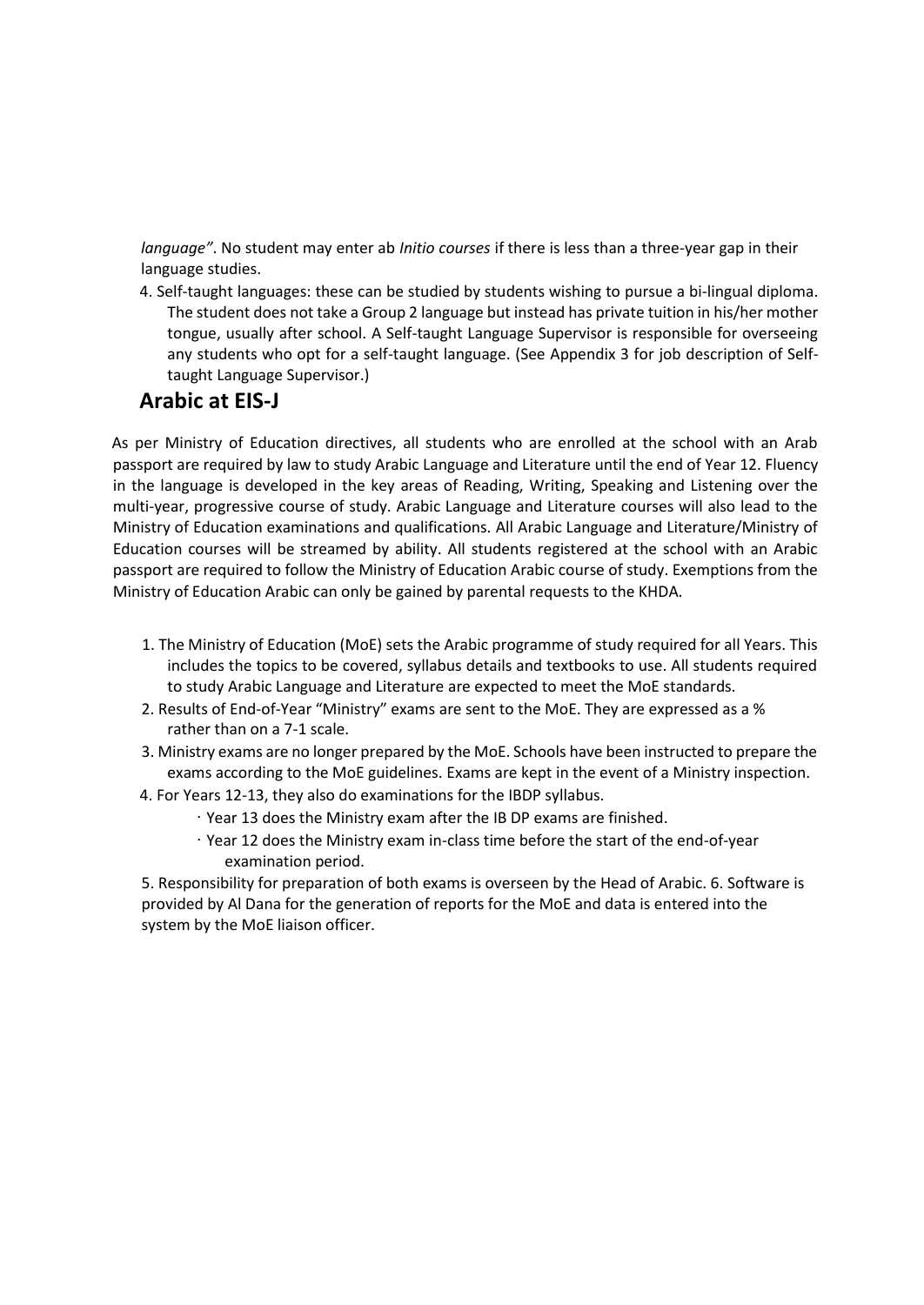*language"*. No student may enter ab *Initio courses* if there is less than a three-year gap in their language studies.

4. Self-taught languages: these can be studied by students wishing to pursue a bi-lingual diploma. The student does not take a Group 2 language but instead has private tuition in his/her mother tongue, usually after school. A Self-taught Language Supervisor is responsible for overseeing any students who opt for a self-taught language. (See Appendix 3 for job description of Self-taught Language Supervisor.)

## Arabic at EIS-J

As per Ministry of Education directives, all students who are enrolled at the school with an Arab passport are required by law to study Arabic Language and Literature until the end of Year 12. Fluency in the language is developed in the key areas of Reading, Writing, Speaking and Listening over the multi-year, progressive course of study. Arabic Language and Literature courses will also lead to the Ministry of Education examinations and qualifications. All Arabic Language and Literature/Ministry of Education courses will be streamed by ability. All students registered at the school with an Arabic passport are required to follow the Ministry of Education Arabic course of study. Exemptions from the Ministry of Education Arabic can only be gained by parental requests to the KHDA.

1. The Ministry of Education (MoE) sets the Arabic programme of study required for all Years. This includes the topics to be covered, syllabus details and textbooks to use. All students required to study Arabic Language and Literature are expected to meet the MoE standards.
2. Results of End-of-Year "Ministry" exams are sent to the MoE. They are expressed as a % rather than on a 7-1 scale.
3. Ministry exams are no longer prepared by the MoE. Schools have been instructed to prepare the exams according to the MoE guidelines. Exams are kept in the event of a Ministry inspection.
4. For Years 12-13, they also do examinations for the IBDP syllabus.
   - Year 13 does the Ministry exam after the IB DP exams are finished.
   - Year 12 does the Ministry exam in-class time before the start of the end-of-year examination period.

5. Responsibility for preparation of both exams is overseen by the Head of Arabic. 6. Software is provided by Al Dana for the generation of reports for the MoE and data is entered into the system by the MoE liaison officer.